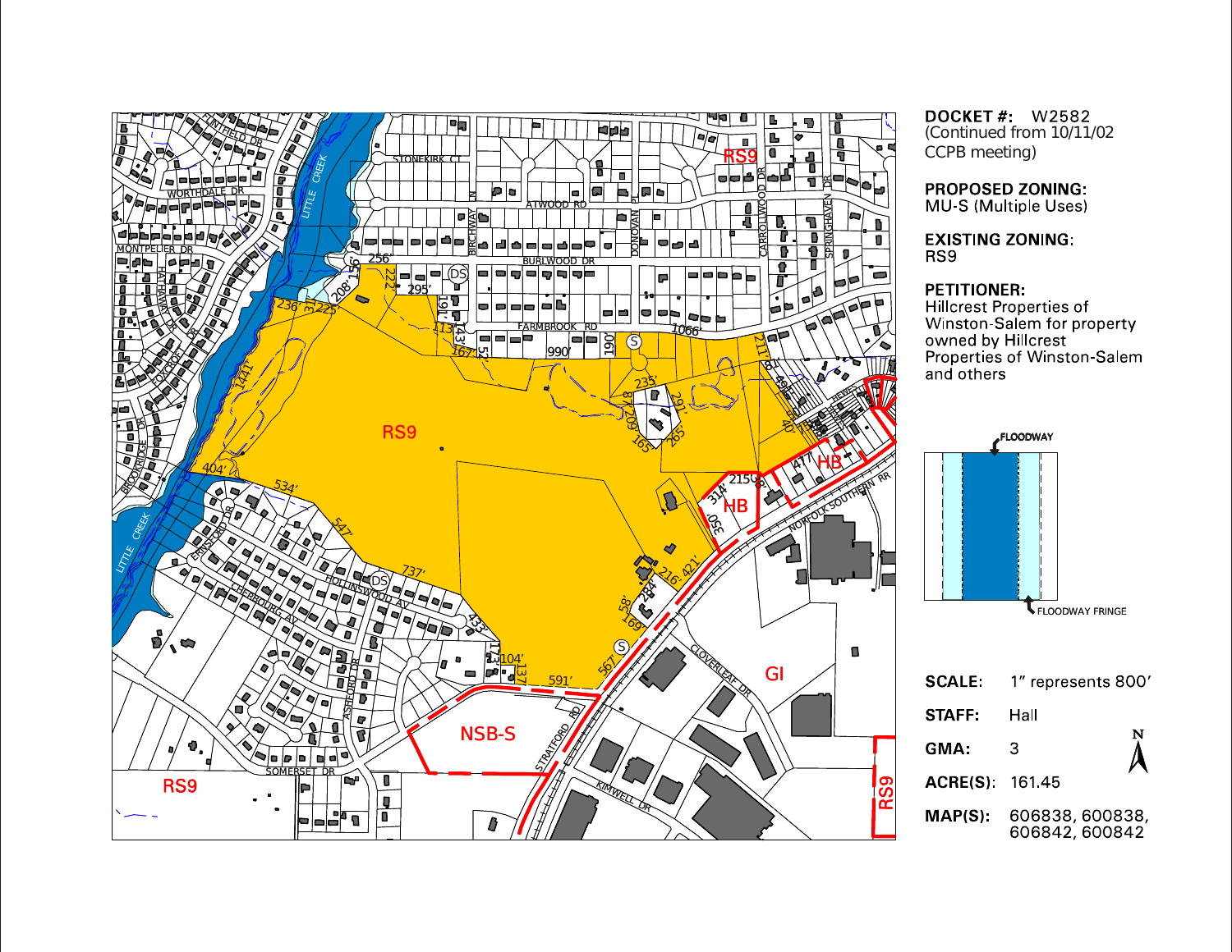**DOCKET #:** W2582
(Continued from 10/11/02 CCPB meeting)

**PROPOSED ZONING:**
MU-S (Multiple Uses)

**EXISTING ZONING:**
RS9

**PETITIONER:**
Hillcrest Properties of Winston-Salem for property owned by Hillcrest Properties of Winston-Salem and others

FLOODWAY

FLOODWAY FRINGE

| | |
|---|---|
| **SCALE:** | 1" represents 800' |
| **STAFF:** | Hall |
| **GMA:** | 3 |
| **ACRE(S):** | 161.45 |
| **MAP(S):** | 606838, 600838, 606842, 600842 |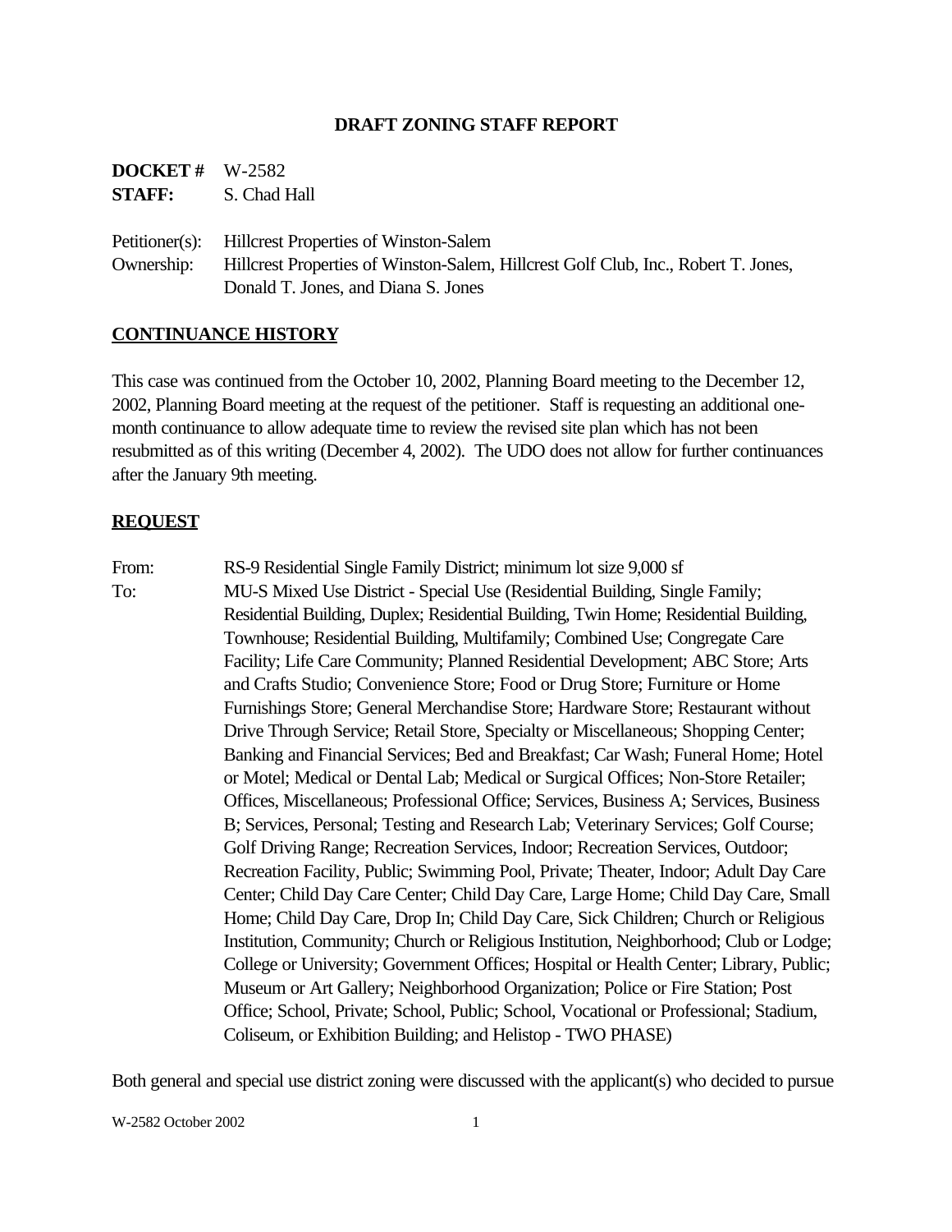**DRAFT ZONING STAFF REPORT**

**DOCKET #** W-2582
**STAFF:** S. Chad Hall

Petitioner(s): Hillcrest Properties of Winston-Salem
Ownership: Hillcrest Properties of Winston-Salem, Hillcrest Golf Club, Inc., Robert T. Jones, Donald T. Jones, and Diana S. Jones

## CONTINUANCE HISTORY

This case was continued from the October 10, 2002, Planning Board meeting to the December 12, 2002, Planning Board meeting at the request of the petitioner. Staff is requesting an additional one-month continuance to allow adequate time to review the revised site plan which has not been resubmitted as of this writing (December 4, 2002). The UDO does not allow for further continuances after the January 9th meeting.

## REQUEST

From: RS-9 Residential Single Family District; minimum lot size 9,000 sf

To: MU-S Mixed Use District - Special Use (Residential Building, Single Family; Residential Building, Duplex; Residential Building, Twin Home; Residential Building, Townhouse; Residential Building, Multifamily; Combined Use; Congregate Care Facility; Life Care Community; Planned Residential Development; ABC Store; Arts and Crafts Studio; Convenience Store; Food or Drug Store; Furniture or Home Furnishings Store; General Merchandise Store; Hardware Store; Restaurant without Drive Through Service; Retail Store, Specialty or Miscellaneous; Shopping Center; Banking and Financial Services; Bed and Breakfast; Car Wash; Funeral Home; Hotel or Motel; Medical or Dental Lab; Medical or Surgical Offices; Non-Store Retailer; Offices, Miscellaneous; Professional Office; Services, Business A; Services, Business B; Services, Personal; Testing and Research Lab; Veterinary Services; Golf Course; Golf Driving Range; Recreation Services, Indoor; Recreation Services, Outdoor; Recreation Facility, Public; Swimming Pool, Private; Theater, Indoor; Adult Day Care Center; Child Day Care Center; Child Day Care, Large Home; Child Day Care, Small Home; Child Day Care, Drop In; Child Day Care, Sick Children; Church or Religious Institution, Community; Church or Religious Institution, Neighborhood; Club or Lodge; College or University; Government Offices; Hospital or Health Center; Library, Public; Museum or Art Gallery; Neighborhood Organization; Police or Fire Station; Post Office; School, Private; School, Public; School, Vocational or Professional; Stadium, Coliseum, or Exhibition Building; and Helistop - TWO PHASE)

Both general and special use district zoning were discussed with the applicant(s) who decided to pursue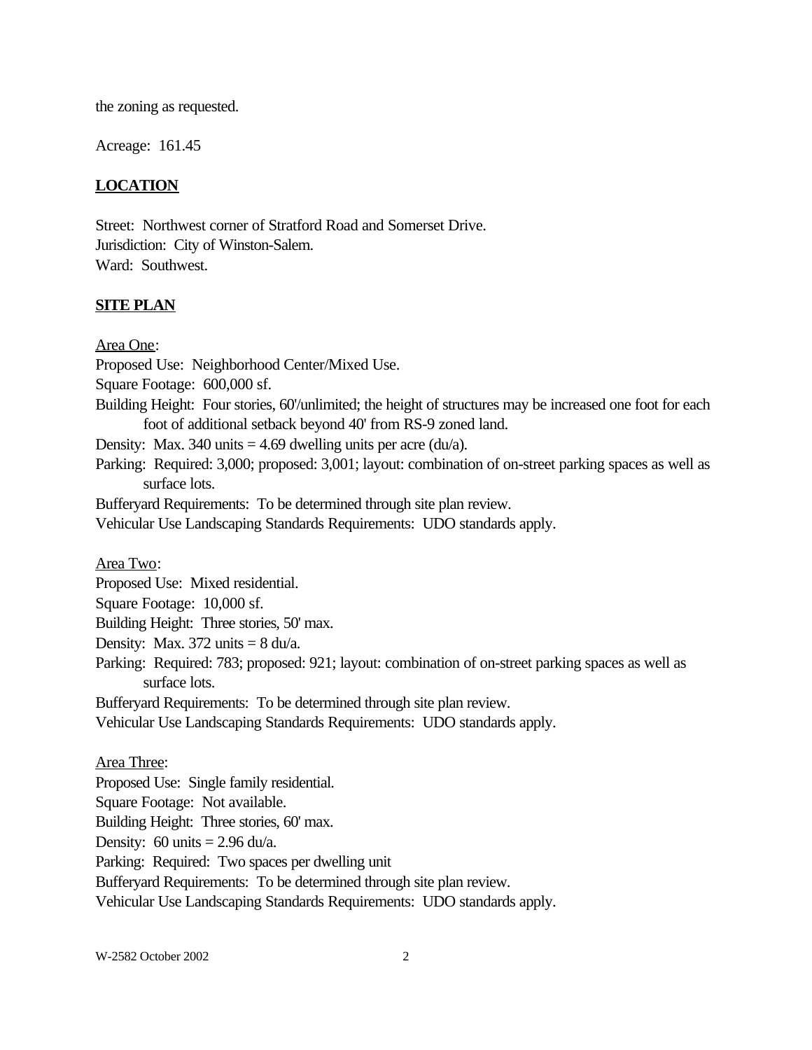the zoning as requested.

Acreage: 161.45

## LOCATION

Street: Northwest corner of Stratford Road and Somerset Drive.
Jurisdiction: City of Winston-Salem.
Ward: Southwest.

## SITE PLAN

Area One:
Proposed Use: Neighborhood Center/Mixed Use.
Square Footage: 600,000 sf.
Building Height: Four stories, 60'/unlimited; the height of structures may be increased one foot for each foot of additional setback beyond 40' from RS-9 zoned land.
Density: Max. 340 units = 4.69 dwelling units per acre (du/a).
Parking: Required: 3,000; proposed: 3,001; layout: combination of on-street parking spaces as well as surface lots.
Bufferyard Requirements: To be determined through site plan review.
Vehicular Use Landscaping Standards Requirements: UDO standards apply.

Area Two:
Proposed Use: Mixed residential.
Square Footage: 10,000 sf.
Building Height: Three stories, 50' max.
Density: Max. 372 units = 8 du/a.
Parking: Required: 783; proposed: 921; layout: combination of on-street parking spaces as well as surface lots.
Bufferyard Requirements: To be determined through site plan review.
Vehicular Use Landscaping Standards Requirements: UDO standards apply.

Area Three:
Proposed Use: Single family residential.
Square Footage: Not available.
Building Height: Three stories, 60' max.
Density: 60 units = 2.96 du/a.
Parking: Required: Two spaces per dwelling unit
Bufferyard Requirements: To be determined through site plan review.
Vehicular Use Landscaping Standards Requirements: UDO standards apply.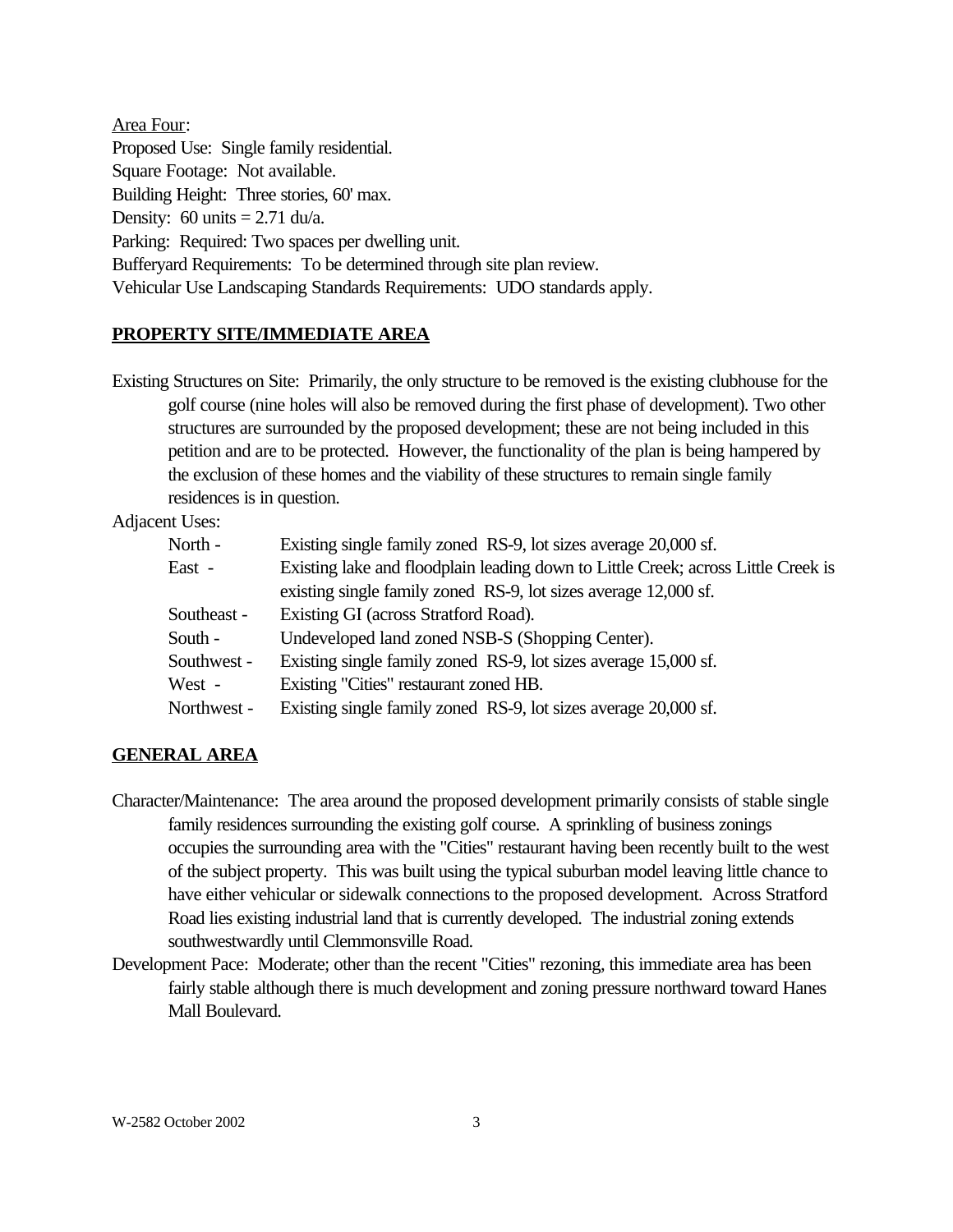<u>Area Four</u>:

Proposed Use: Single family residential.
Square Footage: Not available.
Building Height: Three stories, 60' max.
Density: 60 units = 2.71 du/a.
Parking: Required: Two spaces per dwelling unit.
Bufferyard Requirements: To be determined through site plan review.
Vehicular Use Landscaping Standards Requirements: UDO standards apply.

## PROPERTY SITE/IMMEDIATE AREA

Existing Structures on Site: Primarily, the only structure to be removed is the existing clubhouse for the golf course (nine holes will also be removed during the first phase of development). Two other structures are surrounded by the proposed development; these are not being included in this petition and are to be protected. However, the functionality of the plan is being hampered by the exclusion of these homes and the viability of these structures to remain single family residences is in question.

Adjacent Uses:

| | |
|---|---|
| North - | Existing single family zoned RS-9, lot sizes average 20,000 sf. |
| East - | Existing lake and floodplain leading down to Little Creek; across Little Creek is existing single family zoned RS-9, lot sizes average 12,000 sf. |
| Southeast - | Existing GI (across Stratford Road). |
| South - | Undeveloped land zoned NSB-S (Shopping Center). |
| Southwest - | Existing single family zoned RS-9, lot sizes average 15,000 sf. |
| West - | Existing "Cities" restaurant zoned HB. |
| Northwest - | Existing single family zoned RS-9, lot sizes average 20,000 sf. |

## GENERAL AREA

Character/Maintenance: The area around the proposed development primarily consists of stable single family residences surrounding the existing golf course. A sprinkling of business zonings occupies the surrounding area with the "Cities" restaurant having been recently built to the west of the subject property. This was built using the typical suburban model leaving little chance to have either vehicular or sidewalk connections to the proposed development. Across Stratford Road lies existing industrial land that is currently developed. The industrial zoning extends southwestwardly until Clemmonsville Road.

Development Pace: Moderate; other than the recent "Cities" rezoning, this immediate area has been fairly stable although there is much development and zoning pressure northward toward Hanes Mall Boulevard.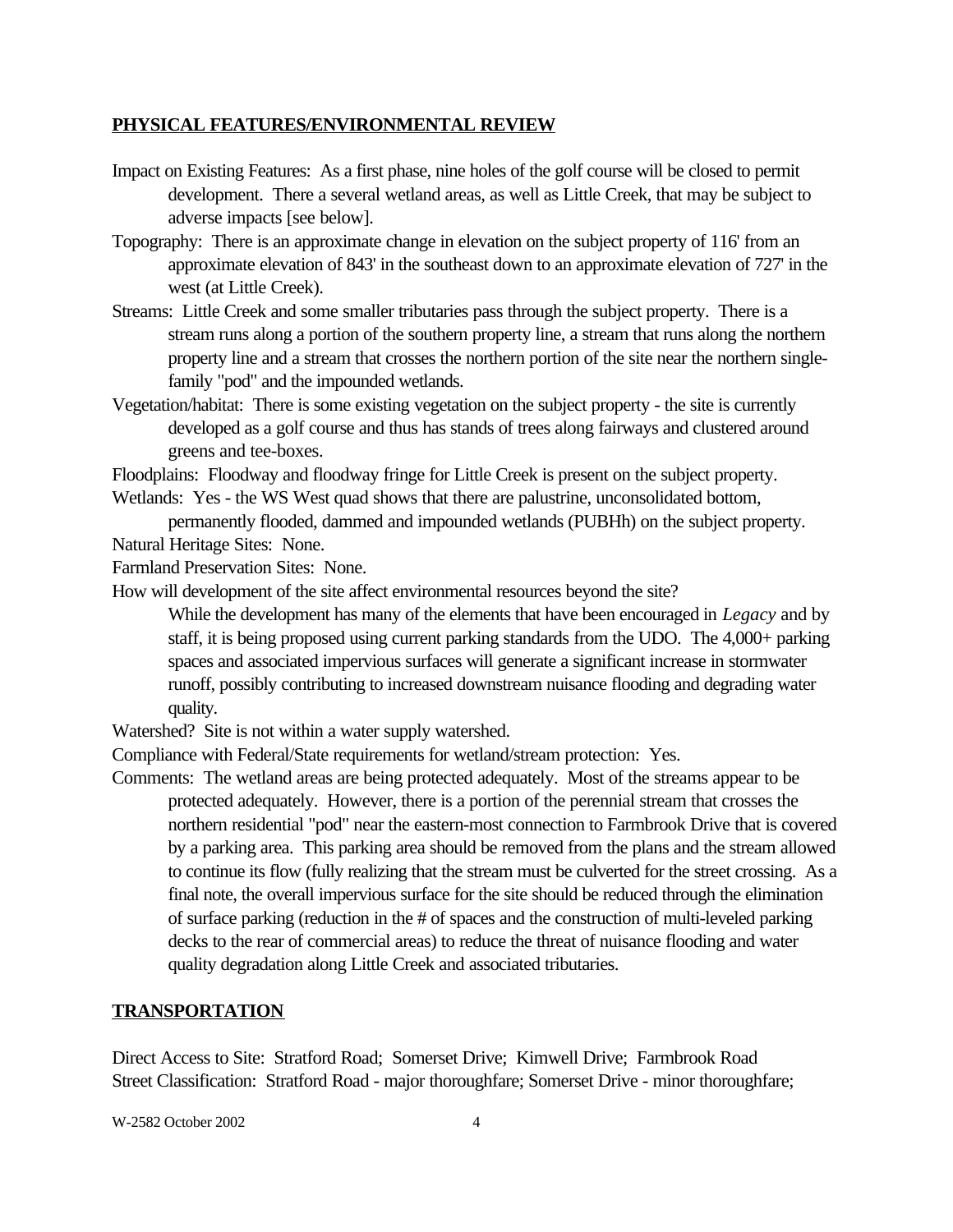**PHYSICAL FEATURES/ENVIRONMENTAL REVIEW**

Impact on Existing Features: As a first phase, nine holes of the golf course will be closed to permit development. There a several wetland areas, as well as Little Creek, that may be subject to adverse impacts [see below].

Topography: There is an approximate change in elevation on the subject property of 116' from an approximate elevation of 843' in the southeast down to an approximate elevation of 727' in the west (at Little Creek).

Streams: Little Creek and some smaller tributaries pass through the subject property. There is a stream runs along a portion of the southern property line, a stream that runs along the northern property line and a stream that crosses the northern portion of the site near the northern single-family "pod" and the impounded wetlands.

Vegetation/habitat: There is some existing vegetation on the subject property - the site is currently developed as a golf course and thus has stands of trees along fairways and clustered around greens and tee-boxes.

Floodplains: Floodway and floodway fringe for Little Creek is present on the subject property.

Wetlands: Yes - the WS West quad shows that there are palustrine, unconsolidated bottom, permanently flooded, dammed and impounded wetlands (PUBHh) on the subject property.

Natural Heritage Sites: None.

Farmland Preservation Sites: None.

How will development of the site affect environmental resources beyond the site?

While the development has many of the elements that have been encouraged in *Legacy* and by staff, it is being proposed using current parking standards from the UDO. The 4,000+ parking spaces and associated impervious surfaces will generate a significant increase in stormwater runoff, possibly contributing to increased downstream nuisance flooding and degrading water quality.

Watershed? Site is not within a water supply watershed.

Compliance with Federal/State requirements for wetland/stream protection: Yes.

Comments: The wetland areas are being protected adequately. Most of the streams appear to be protected adequately. However, there is a portion of the perennial stream that crosses the northern residential "pod" near the eastern-most connection to Farmbrook Drive that is covered by a parking area. This parking area should be removed from the plans and the stream allowed to continue its flow (fully realizing that the stream must be culverted for the street crossing. As a final note, the overall impervious surface for the site should be reduced through the elimination of surface parking (reduction in the # of spaces and the construction of multi-leveled parking decks to the rear of commercial areas) to reduce the threat of nuisance flooding and water quality degradation along Little Creek and associated tributaries.

**TRANSPORTATION**

Direct Access to Site: Stratford Road; Somerset Drive; Kimwell Drive; Farmbrook Road

Street Classification: Stratford Road - major thoroughfare; Somerset Drive - minor thoroughfare;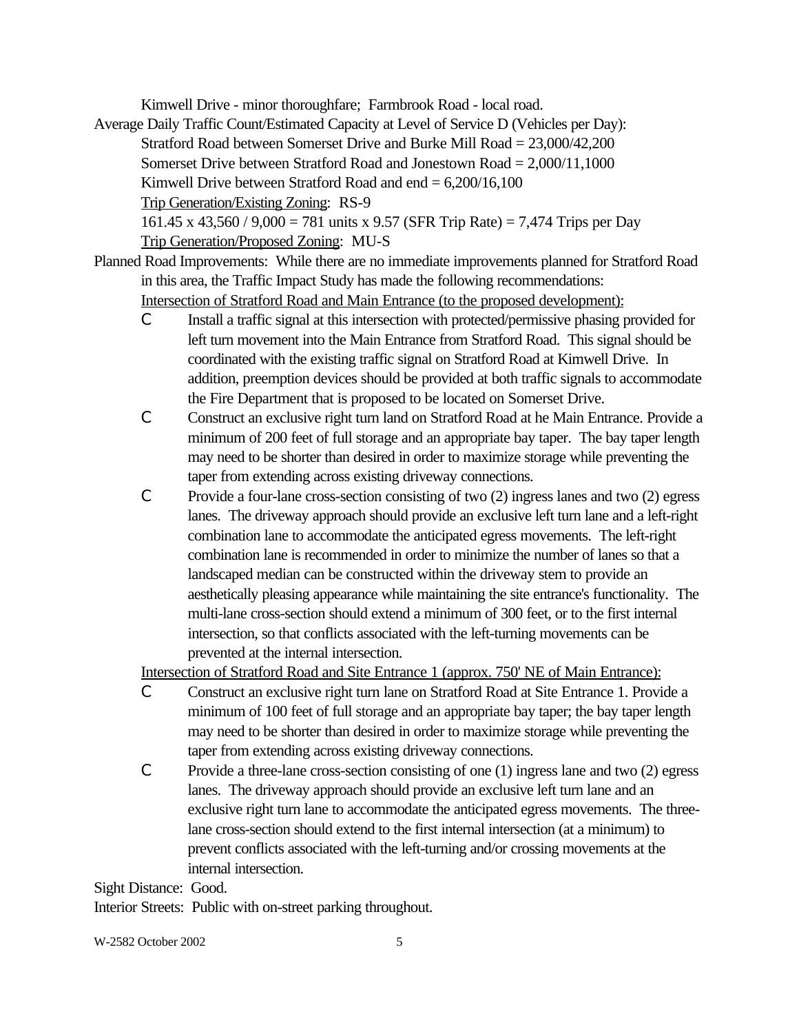Kimwell Drive - minor thoroughfare; Farmbrook Road - local road.

Average Daily Traffic Count/Estimated Capacity at Level of Service D (Vehicles per Day):

Stratford Road between Somerset Drive and Burke Mill Road = 23,000/42,200

Somerset Drive between Stratford Road and Jonestown Road = 2,000/11,1000

Kimwell Drive between Stratford Road and end = 6,200/16,100

<u>Trip Generation/Existing Zoning</u>: RS-9

161.45 x 43,560 / 9,000 = 781 units x 9.57 (SFR Trip Rate) = 7,474 Trips per Day

<u>Trip Generation/Proposed Zoning</u>: MU-S

Planned Road Improvements: While there are no immediate improvements planned for Stratford Road in this area, the Traffic Impact Study has made the following recommendations:

<u>Intersection of Stratford Road and Main Entrance (to the proposed development):</u>

- Install a traffic signal at this intersection with protected/permissive phasing provided for left turn movement into the Main Entrance from Stratford Road. This signal should be coordinated with the existing traffic signal on Stratford Road at Kimwell Drive. In addition, preemption devices should be provided at both traffic signals to accommodate the Fire Department that is proposed to be located on Somerset Drive.
- Construct an exclusive right turn land on Stratford Road at he Main Entrance. Provide a minimum of 200 feet of full storage and an appropriate bay taper. The bay taper length may need to be shorter than desired in order to maximize storage while preventing the taper from extending across existing driveway connections.
- Provide a four-lane cross-section consisting of two (2) ingress lanes and two (2) egress lanes. The driveway approach should provide an exclusive left turn lane and a left-right combination lane to accommodate the anticipated egress movements. The left-right combination lane is recommended in order to minimize the number of lanes so that a landscaped median can be constructed within the driveway stem to provide an aesthetically pleasing appearance while maintaining the site entrance's functionality. The multi-lane cross-section should extend a minimum of 300 feet, or to the first internal intersection, so that conflicts associated with the left-turning movements can be prevented at the internal intersection.

<u>Intersection of Stratford Road and Site Entrance 1 (approx. 750' NE of Main Entrance):</u>

- Construct an exclusive right turn lane on Stratford Road at Site Entrance 1. Provide a minimum of 100 feet of full storage and an appropriate bay taper; the bay taper length may need to be shorter than desired in order to maximize storage while preventing the taper from extending across existing driveway connections.
- Provide a three-lane cross-section consisting of one (1) ingress lane and two (2) egress lanes. The driveway approach should provide an exclusive left turn lane and an exclusive right turn lane to accommodate the anticipated egress movements. The three-lane cross-section should extend to the first internal intersection (at a minimum) to prevent conflicts associated with the left-turning and/or crossing movements at the internal intersection.

Sight Distance: Good.

Interior Streets: Public with on-street parking throughout.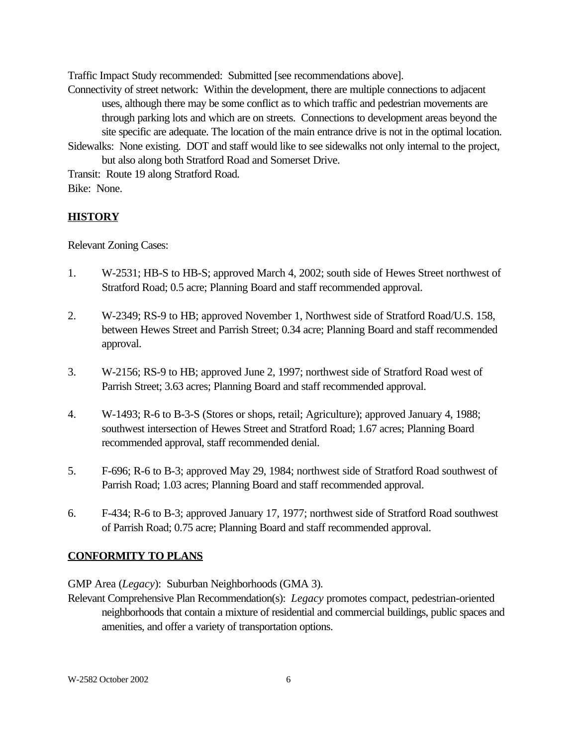Traffic Impact Study recommended: Submitted [see recommendations above].

Connectivity of street network: Within the development, there are multiple connections to adjacent uses, although there may be some conflict as to which traffic and pedestrian movements are through parking lots and which are on streets. Connections to development areas beyond the site specific are adequate. The location of the main entrance drive is not in the optimal location.

Sidewalks: None existing. DOT and staff would like to see sidewalks not only internal to the project, but also along both Stratford Road and Somerset Drive.

Transit: Route 19 along Stratford Road.

Bike: None.

## HISTORY

Relevant Zoning Cases:

1. W-2531; HB-S to HB-S; approved March 4, 2002; south side of Hewes Street northwest of Stratford Road; 0.5 acre; Planning Board and staff recommended approval.

2. W-2349; RS-9 to HB; approved November 1, Northwest side of Stratford Road/U.S. 158, between Hewes Street and Parrish Street; 0.34 acre; Planning Board and staff recommended approval.

3. W-2156; RS-9 to HB; approved June 2, 1997; northwest side of Stratford Road west of Parrish Street; 3.63 acres; Planning Board and staff recommended approval.

4. W-1493; R-6 to B-3-S (Stores or shops, retail; Agriculture); approved January 4, 1988; southwest intersection of Hewes Street and Stratford Road; 1.67 acres; Planning Board recommended approval, staff recommended denial.

5. F-696; R-6 to B-3; approved May 29, 1984; northwest side of Stratford Road southwest of Parrish Road; 1.03 acres; Planning Board and staff recommended approval.

6. F-434; R-6 to B-3; approved January 17, 1977; northwest side of Stratford Road southwest of Parrish Road; 0.75 acre; Planning Board and staff recommended approval.

## CONFORMITY TO PLANS

GMP Area (*Legacy*): Suburban Neighborhoods (GMA 3).

Relevant Comprehensive Plan Recommendation(s): *Legacy* promotes compact, pedestrian-oriented neighborhoods that contain a mixture of residential and commercial buildings, public spaces and amenities, and offer a variety of transportation options.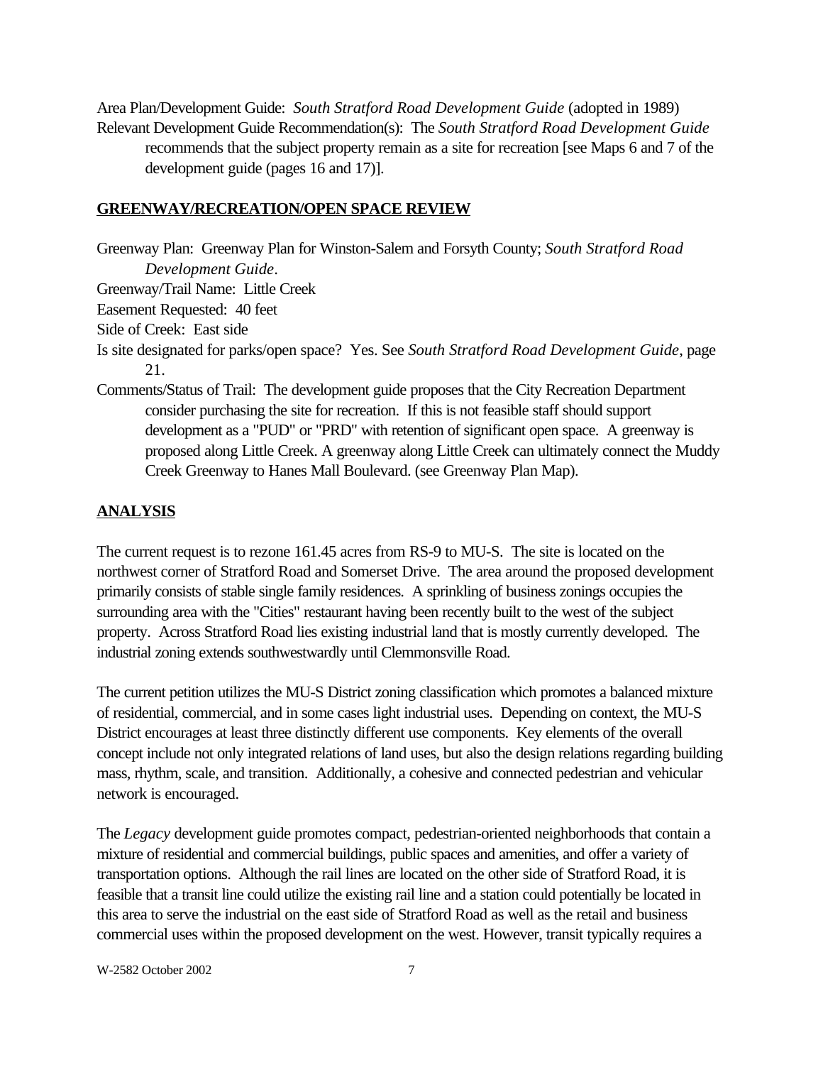Area Plan/Development Guide: *South Stratford Road Development Guide* (adopted in 1989)
Relevant Development Guide Recommendation(s): The *South Stratford Road Development Guide* recommends that the subject property remain as a site for recreation [see Maps 6 and 7 of the development guide (pages 16 and 17)].

## GREENWAY/RECREATION/OPEN SPACE REVIEW

Greenway Plan: Greenway Plan for Winston-Salem and Forsyth County; *South Stratford Road Development Guide*.
Greenway/Trail Name: Little Creek
Easement Requested: 40 feet
Side of Creek: East side
Is site designated for parks/open space? Yes. See *South Stratford Road Development Guide*, page 21.
Comments/Status of Trail: The development guide proposes that the City Recreation Department consider purchasing the site for recreation. If this is not feasible staff should support development as a "PUD" or "PRD" with retention of significant open space. A greenway is proposed along Little Creek. A greenway along Little Creek can ultimately connect the Muddy Creek Greenway to Hanes Mall Boulevard. (see Greenway Plan Map).

## ANALYSIS

The current request is to rezone 161.45 acres from RS-9 to MU-S. The site is located on the northwest corner of Stratford Road and Somerset Drive. The area around the proposed development primarily consists of stable single family residences. A sprinkling of business zonings occupies the surrounding area with the "Cities" restaurant having been recently built to the west of the subject property. Across Stratford Road lies existing industrial land that is mostly currently developed. The industrial zoning extends southwestwardly until Clemmonsville Road.

The current petition utilizes the MU-S District zoning classification which promotes a balanced mixture of residential, commercial, and in some cases light industrial uses. Depending on context, the MU-S District encourages at least three distinctly different use components. Key elements of the overall concept include not only integrated relations of land uses, but also the design relations regarding building mass, rhythm, scale, and transition. Additionally, a cohesive and connected pedestrian and vehicular network is encouraged.

The *Legacy* development guide promotes compact, pedestrian-oriented neighborhoods that contain a mixture of residential and commercial buildings, public spaces and amenities, and offer a variety of transportation options. Although the rail lines are located on the other side of Stratford Road, it is feasible that a transit line could utilize the existing rail line and a station could potentially be located in this area to serve the industrial on the east side of Stratford Road as well as the retail and business commercial uses within the proposed development on the west. However, transit typically requires a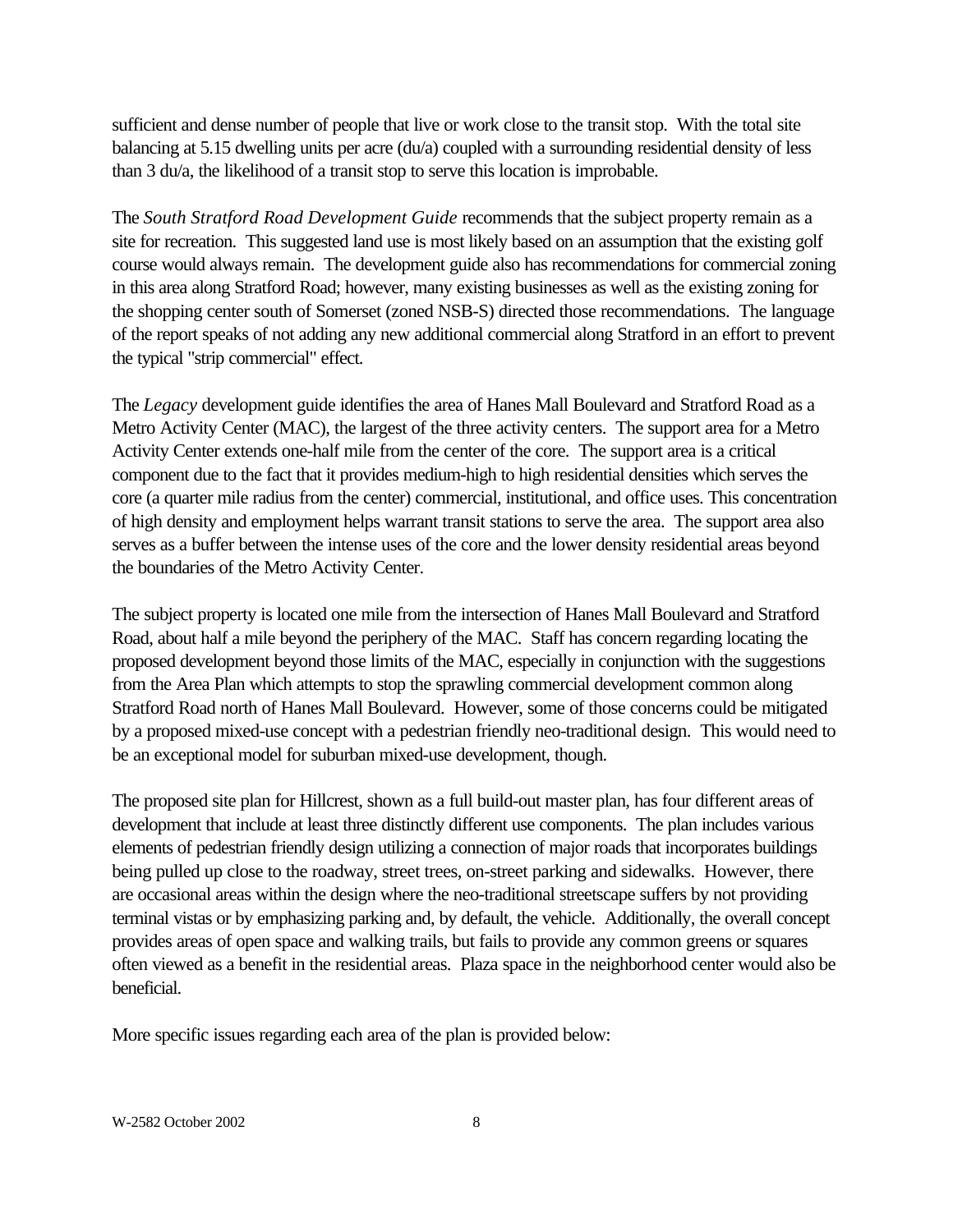sufficient and dense number of people that live or work close to the transit stop. With the total site balancing at 5.15 dwelling units per acre (du/a) coupled with a surrounding residential density of less than 3 du/a, the likelihood of a transit stop to serve this location is improbable.

The *South Stratford Road Development Guide* recommends that the subject property remain as a site for recreation. This suggested land use is most likely based on an assumption that the existing golf course would always remain. The development guide also has recommendations for commercial zoning in this area along Stratford Road; however, many existing businesses as well as the existing zoning for the shopping center south of Somerset (zoned NSB-S) directed those recommendations. The language of the report speaks of not adding any new additional commercial along Stratford in an effort to prevent the typical "strip commercial" effect.

The *Legacy* development guide identifies the area of Hanes Mall Boulevard and Stratford Road as a Metro Activity Center (MAC), the largest of the three activity centers. The support area for a Metro Activity Center extends one-half mile from the center of the core. The support area is a critical component due to the fact that it provides medium-high to high residential densities which serves the core (a quarter mile radius from the center) commercial, institutional, and office uses. This concentration of high density and employment helps warrant transit stations to serve the area. The support area also serves as a buffer between the intense uses of the core and the lower density residential areas beyond the boundaries of the Metro Activity Center.

The subject property is located one mile from the intersection of Hanes Mall Boulevard and Stratford Road, about half a mile beyond the periphery of the MAC. Staff has concern regarding locating the proposed development beyond those limits of the MAC, especially in conjunction with the suggestions from the Area Plan which attempts to stop the sprawling commercial development common along Stratford Road north of Hanes Mall Boulevard. However, some of those concerns could be mitigated by a proposed mixed-use concept with a pedestrian friendly neo-traditional design. This would need to be an exceptional model for suburban mixed-use development, though.

The proposed site plan for Hillcrest, shown as a full build-out master plan, has four different areas of development that include at least three distinctly different use components. The plan includes various elements of pedestrian friendly design utilizing a connection of major roads that incorporates buildings being pulled up close to the roadway, street trees, on-street parking and sidewalks. However, there are occasional areas within the design where the neo-traditional streetscape suffers by not providing terminal vistas or by emphasizing parking and, by default, the vehicle. Additionally, the overall concept provides areas of open space and walking trails, but fails to provide any common greens or squares often viewed as a benefit in the residential areas. Plaza space in the neighborhood center would also be beneficial.

More specific issues regarding each area of the plan is provided below: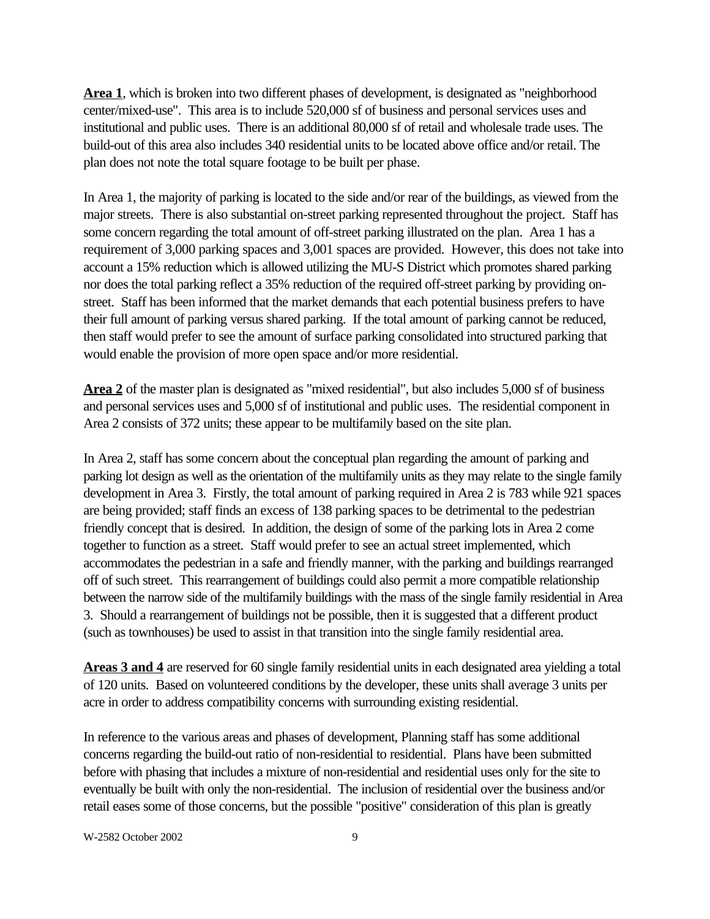**Area 1**, which is broken into two different phases of development, is designated as "neighborhood center/mixed-use". This area is to include 520,000 sf of business and personal services uses and institutional and public uses. There is an additional 80,000 sf of retail and wholesale trade uses. The build-out of this area also includes 340 residential units to be located above office and/or retail. The plan does not note the total square footage to be built per phase.

In Area 1, the majority of parking is located to the side and/or rear of the buildings, as viewed from the major streets. There is also substantial on-street parking represented throughout the project. Staff has some concern regarding the total amount of off-street parking illustrated on the plan. Area 1 has a requirement of 3,000 parking spaces and 3,001 spaces are provided. However, this does not take into account a 15% reduction which is allowed utilizing the MU-S District which promotes shared parking nor does the total parking reflect a 35% reduction of the required off-street parking by providing on-street. Staff has been informed that the market demands that each potential business prefers to have their full amount of parking versus shared parking. If the total amount of parking cannot be reduced, then staff would prefer to see the amount of surface parking consolidated into structured parking that would enable the provision of more open space and/or more residential.

**Area 2** of the master plan is designated as "mixed residential", but also includes 5,000 sf of business and personal services uses and 5,000 sf of institutional and public uses. The residential component in Area 2 consists of 372 units; these appear to be multifamily based on the site plan.

In Area 2, staff has some concern about the conceptual plan regarding the amount of parking and parking lot design as well as the orientation of the multifamily units as they may relate to the single family development in Area 3. Firstly, the total amount of parking required in Area 2 is 783 while 921 spaces are being provided; staff finds an excess of 138 parking spaces to be detrimental to the pedestrian friendly concept that is desired. In addition, the design of some of the parking lots in Area 2 come together to function as a street. Staff would prefer to see an actual street implemented, which accommodates the pedestrian in a safe and friendly manner, with the parking and buildings rearranged off of such street. This rearrangement of buildings could also permit a more compatible relationship between the narrow side of the multifamily buildings with the mass of the single family residential in Area 3. Should a rearrangement of buildings not be possible, then it is suggested that a different product (such as townhouses) be used to assist in that transition into the single family residential area.

**Areas 3 and 4** are reserved for 60 single family residential units in each designated area yielding a total of 120 units. Based on volunteered conditions by the developer, these units shall average 3 units per acre in order to address compatibility concerns with surrounding existing residential.

In reference to the various areas and phases of development, Planning staff has some additional concerns regarding the build-out ratio of non-residential to residential. Plans have been submitted before with phasing that includes a mixture of non-residential and residential uses only for the site to eventually be built with only the non-residential. The inclusion of residential over the business and/or retail eases some of those concerns, but the possible "positive" consideration of this plan is greatly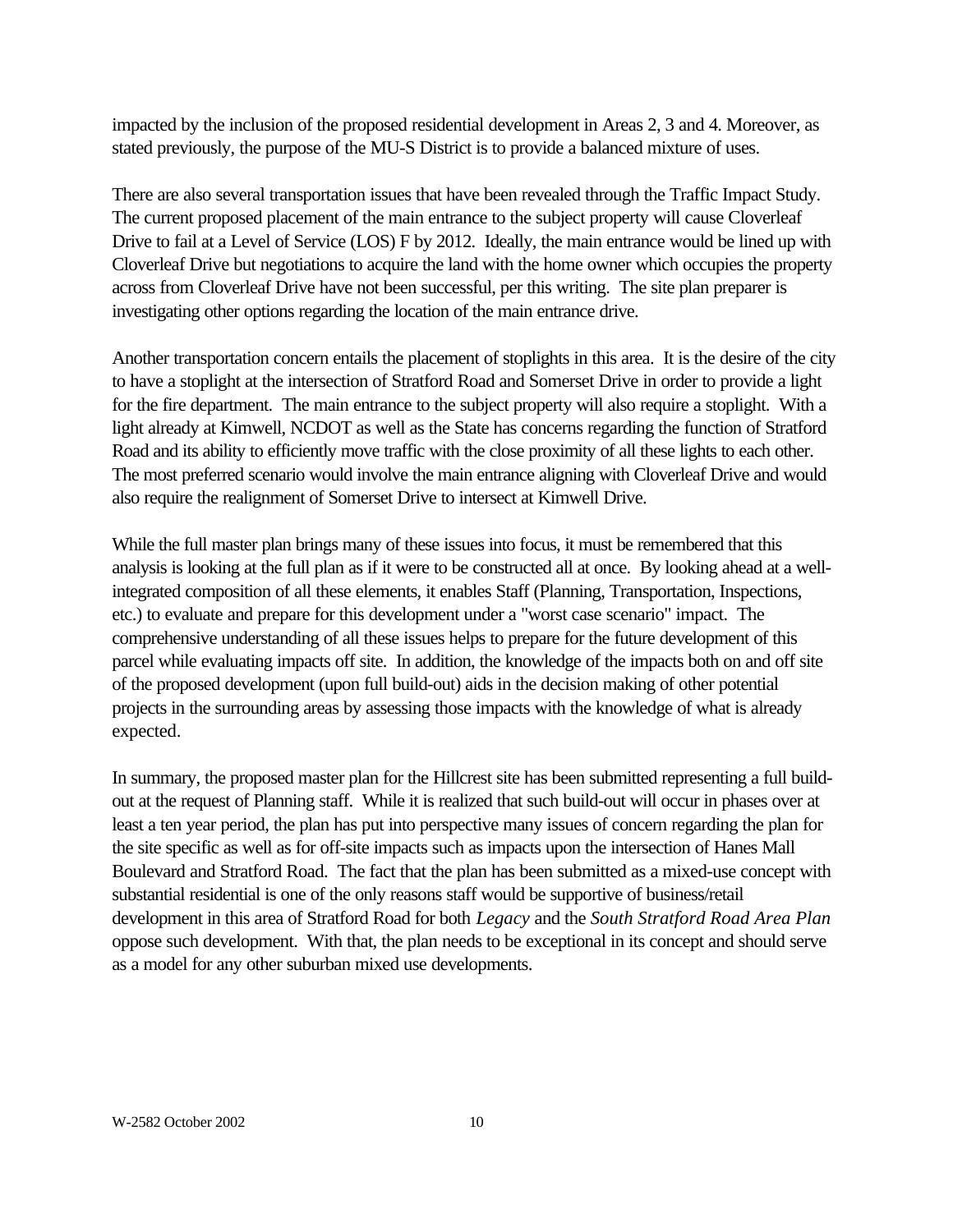impacted by the inclusion of the proposed residential development in Areas 2, 3 and 4. Moreover, as stated previously, the purpose of the MU-S District is to provide a balanced mixture of uses.

There are also several transportation issues that have been revealed through the Traffic Impact Study. The current proposed placement of the main entrance to the subject property will cause Cloverleaf Drive to fail at a Level of Service (LOS) F by 2012. Ideally, the main entrance would be lined up with Cloverleaf Drive but negotiations to acquire the land with the home owner which occupies the property across from Cloverleaf Drive have not been successful, per this writing. The site plan preparer is investigating other options regarding the location of the main entrance drive.

Another transportation concern entails the placement of stoplights in this area. It is the desire of the city to have a stoplight at the intersection of Stratford Road and Somerset Drive in order to provide a light for the fire department. The main entrance to the subject property will also require a stoplight. With a light already at Kimwell, NCDOT as well as the State has concerns regarding the function of Stratford Road and its ability to efficiently move traffic with the close proximity of all these lights to each other. The most preferred scenario would involve the main entrance aligning with Cloverleaf Drive and would also require the realignment of Somerset Drive to intersect at Kimwell Drive.

While the full master plan brings many of these issues into focus, it must be remembered that this analysis is looking at the full plan as if it were to be constructed all at once. By looking ahead at a well-integrated composition of all these elements, it enables Staff (Planning, Transportation, Inspections, etc.) to evaluate and prepare for this development under a "worst case scenario" impact. The comprehensive understanding of all these issues helps to prepare for the future development of this parcel while evaluating impacts off site. In addition, the knowledge of the impacts both on and off site of the proposed development (upon full build-out) aids in the decision making of other potential projects in the surrounding areas by assessing those impacts with the knowledge of what is already expected.

In summary, the proposed master plan for the Hillcrest site has been submitted representing a full build-out at the request of Planning staff. While it is realized that such build-out will occur in phases over at least a ten year period, the plan has put into perspective many issues of concern regarding the plan for the site specific as well as for off-site impacts such as impacts upon the intersection of Hanes Mall Boulevard and Stratford Road. The fact that the plan has been submitted as a mixed-use concept with substantial residential is one of the only reasons staff would be supportive of business/retail development in this area of Stratford Road for both *Legacy* and the *South Stratford Road Area Plan* oppose such development. With that, the plan needs to be exceptional in its concept and should serve as a model for any other suburban mixed use developments.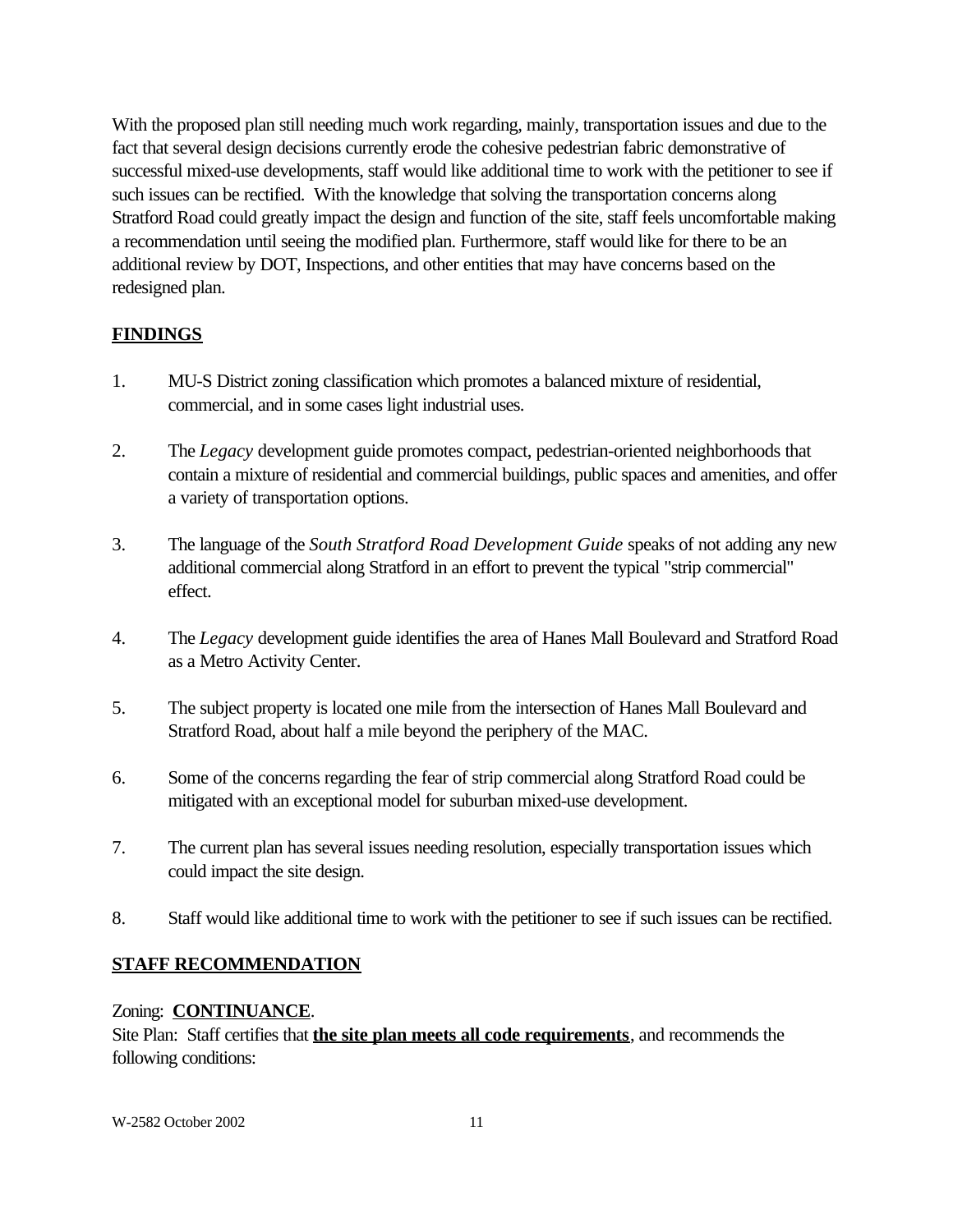With the proposed plan still needing much work regarding, mainly, transportation issues and due to the fact that several design decisions currently erode the cohesive pedestrian fabric demonstrative of successful mixed-use developments, staff would like additional time to work with the petitioner to see if such issues can be rectified. With the knowledge that solving the transportation concerns along Stratford Road could greatly impact the design and function of the site, staff feels uncomfortable making a recommendation until seeing the modified plan. Furthermore, staff would like for there to be an additional review by DOT, Inspections, and other entities that may have concerns based on the redesigned plan.

## FINDINGS

1. MU-S District zoning classification which promotes a balanced mixture of residential, commercial, and in some cases light industrial uses.

2. The *Legacy* development guide promotes compact, pedestrian-oriented neighborhoods that contain a mixture of residential and commercial buildings, public spaces and amenities, and offer a variety of transportation options.

3. The language of the *South Stratford Road Development Guide* speaks of not adding any new additional commercial along Stratford in an effort to prevent the typical "strip commercial" effect.

4. The *Legacy* development guide identifies the area of Hanes Mall Boulevard and Stratford Road as a Metro Activity Center.

5. The subject property is located one mile from the intersection of Hanes Mall Boulevard and Stratford Road, about half a mile beyond the periphery of the MAC.

6. Some of the concerns regarding the fear of strip commercial along Stratford Road could be mitigated with an exceptional model for suburban mixed-use development.

7. The current plan has several issues needing resolution, especially transportation issues which could impact the site design.

8. Staff would like additional time to work with the petitioner to see if such issues can be rectified.

## STAFF RECOMMENDATION

Zoning: **CONTINUANCE**.
Site Plan: Staff certifies that **the site plan meets all code requirements**, and recommends the following conditions: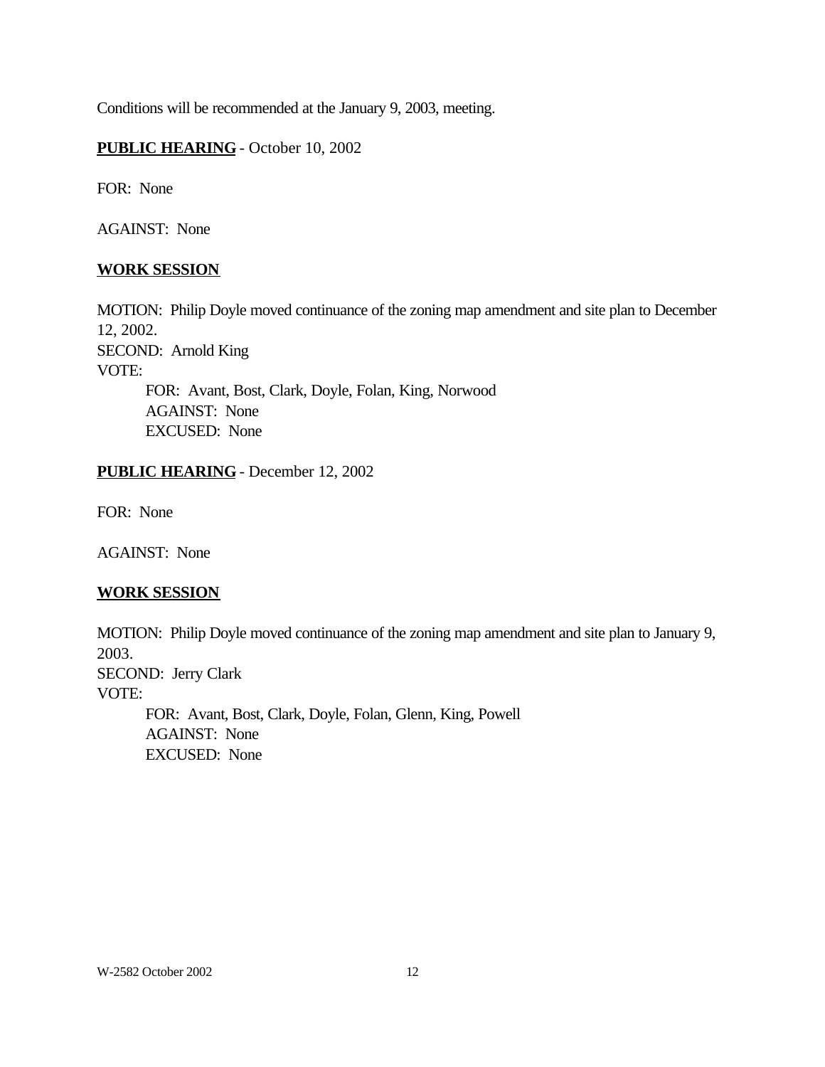Conditions will be recommended at the January 9, 2003, meeting.

**PUBLIC HEARING** - October 10, 2002

FOR: None

AGAINST: None

**WORK SESSION**

MOTION: Philip Doyle moved continuance of the zoning map amendment and site plan to December 12, 2002.
SECOND: Arnold King
VOTE:
    FOR: Avant, Bost, Clark, Doyle, Folan, King, Norwood
    AGAINST: None
    EXCUSED: None

**PUBLIC HEARING** - December 12, 2002

FOR: None

AGAINST: None

**WORK SESSION**

MOTION: Philip Doyle moved continuance of the zoning map amendment and site plan to January 9, 2003.
SECOND: Jerry Clark
VOTE:
    FOR: Avant, Bost, Clark, Doyle, Folan, Glenn, King, Powell
    AGAINST: None
    EXCUSED: None